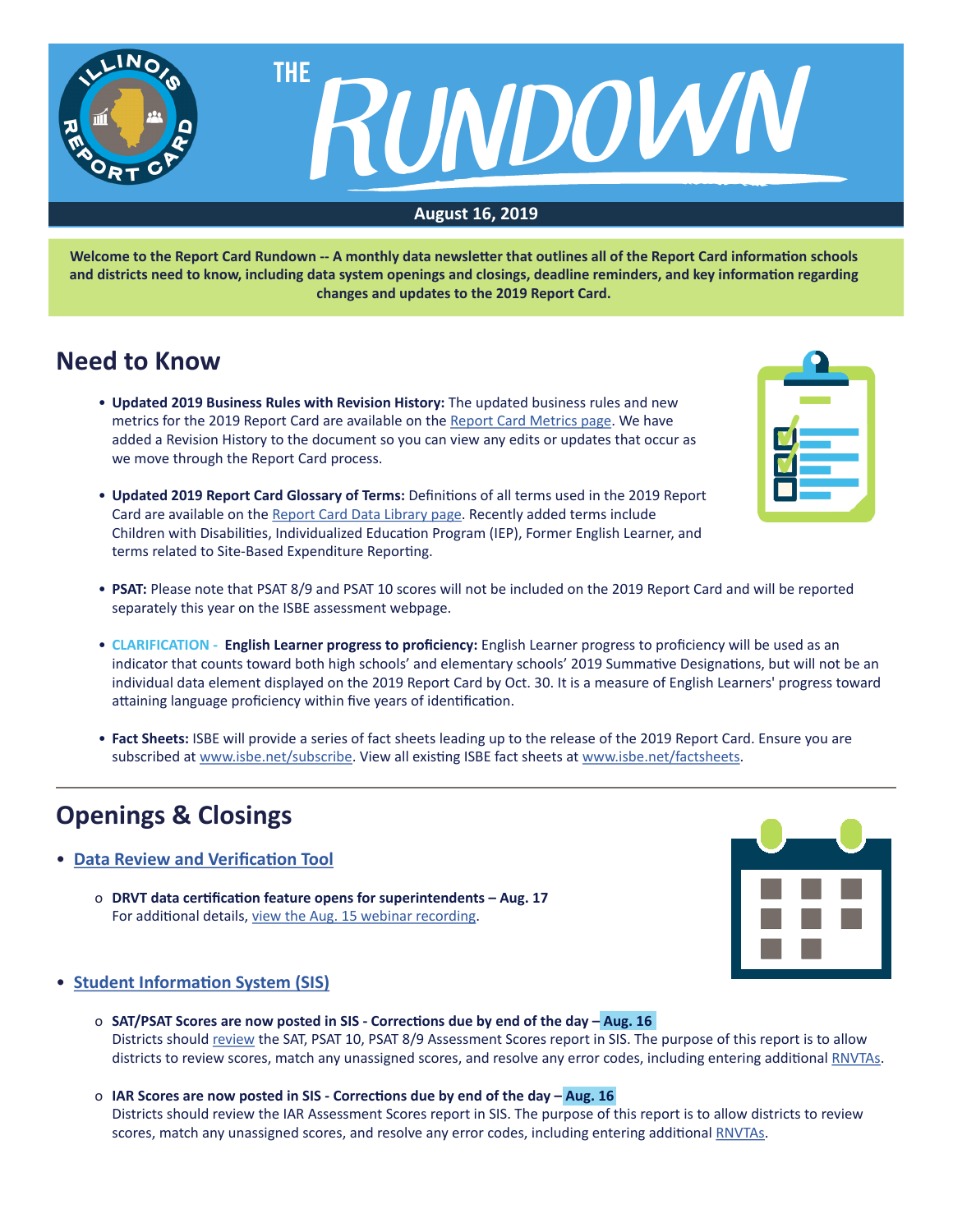# THE RUNDOWN

**August 16, 2019**

**Welcome to the Report Card Rundown -- A monthly data newsletter that outlines all of the Report Card information schools and districts need to know, including data system openings and closings, deadline reminders, and key information regarding changes and updates to the 2019 Report Card.**

## Need to Know

- **Updated 2019 Business Rules with Revision History:** The updated business rules and new metrics for the 2019 Report Card are available on the Report Card Metrics page. We have added a Revision History to the document so you can view any edits or updates that occur as we move through the Report Card process.
- **Updated 2019 Report Card Glossary of Terms:** Definitions of all terms used in the 2019 Report Card are available on the Report Card Data Library page. Recently added terms include Children with Disabilities, Individualized Education Program (IEP), Former English Learner, and terms related to Site-Based Expenditure Reporting.
- **PSAT:** Please note that PSAT 8/9 and PSAT 10 scores will not be included on the 2019 Report Card and will be reported separately this year on the ISBE assessment webpage.
- CLARIFICATION - **English Learner progress to proficiency:** English Learner progress to proficiency will be used as an indicator that counts toward both high schools' and elementary schools' 2019 Summative Designations, but will not be an individual data element displayed on the 2019 Report Card by Oct. 30. It is a measure of English Learners' progress toward attaining language proficiency within five years of identification.
- **Fact Sheets:** ISBE will provide a series of fact sheets leading up to the release of the 2019 Report Card. Ensure you are subscribed at www.isbe.net/subscribe. View all existing ISBE fact sheets at www.isbe.net/factsheets.

## Openings & Closings

- **Data Review and Verification Tool**
  - **DRVT data certification feature opens for superintendents – Aug. 17**
    For additional details, view the Aug. 15 webinar recording.

- **Student Information System (SIS)**
  - **SAT/PSAT Scores are now posted in SIS - Corrections due by end of the day – Aug. 16**
    Districts should review the SAT, PSAT 10, PSAT 8/9 Assessment Scores report in SIS. The purpose of this report is to allow districts to review scores, match any unassigned scores, and resolve any error codes, including entering additional RNVTAs.
  - **IAR Scores are now posted in SIS - Corrections due by end of the day – Aug. 16**
    Districts should review the IAR Assessment Scores report in SIS. The purpose of this report is to allow districts to review scores, match any unassigned scores, and resolve any error codes, including entering additional RNVTAs.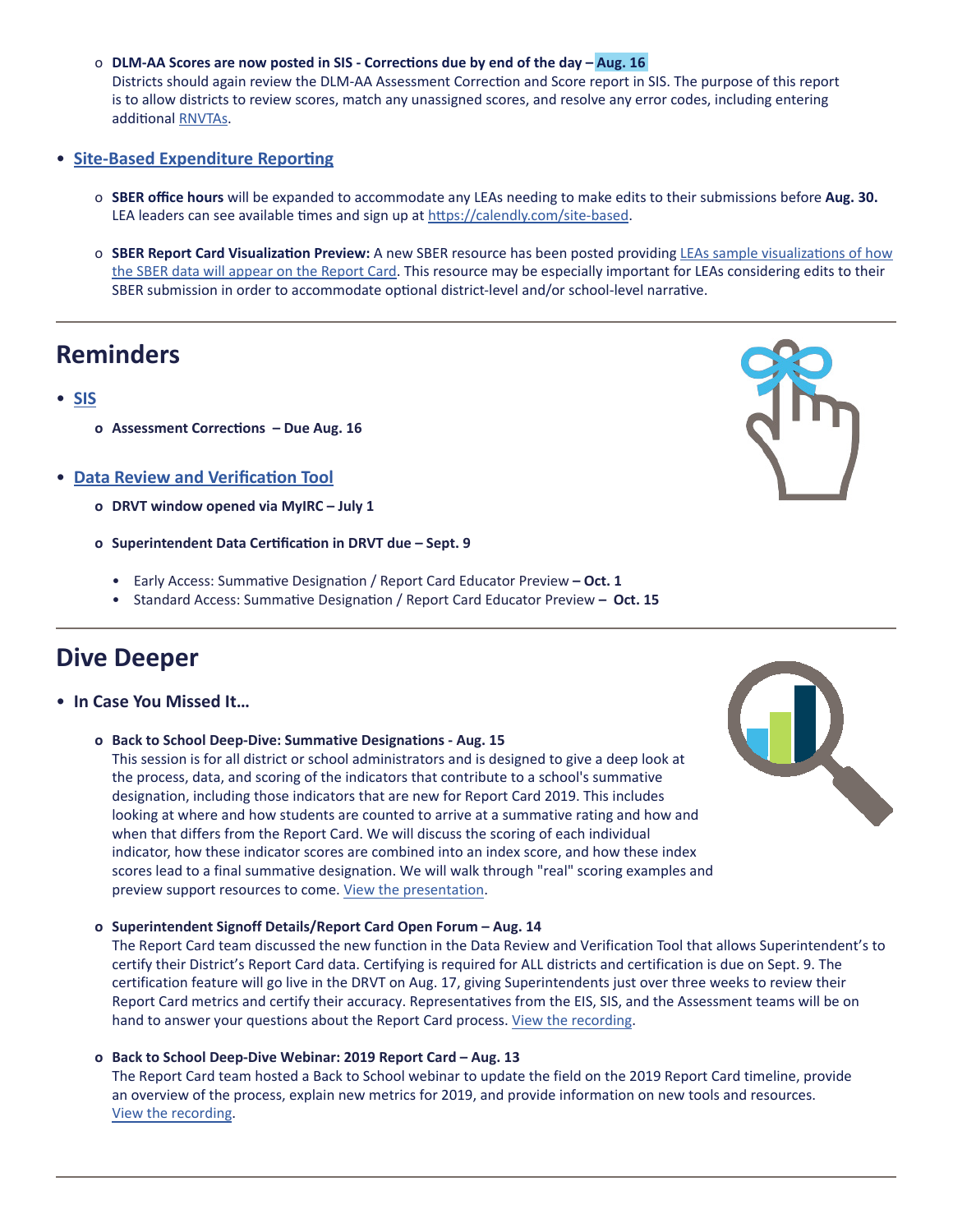- **DLM-AA Scores are now posted in SIS - Corrections due by end of the day – Aug. 16**
  Districts should again review the DLM-AA Assessment Correction and Score report in SIS. The purpose of this report is to allow districts to review scores, match any unassigned scores, and resolve any error codes, including entering additional RNVTAs.

- **Site-Based Expenditure Reporting**
  - **SBER office hours** will be expanded to accommodate any LEAs needing to make edits to their submissions before **Aug. 30.** LEA leaders can see available times and sign up at https://calendly.com/site-based.
  - **SBER Report Card Visualization Preview:** A new SBER resource has been posted providing LEAs sample visualizations of how the SBER data will appear on the Report Card. This resource may be especially important for LEAs considering edits to their SBER submission in order to accommodate optional district-level and/or school-level narrative.

## Reminders

- **SIS**
  - **Assessment Corrections – Due Aug. 16**
- **Data Review and Verification Tool**
  - **DRVT window opened via MyIRC – July 1**
  - **Superintendent Data Certification in DRVT due – Sept. 9**
    - Early Access: Summative Designation / Report Card Educator Preview **– Oct. 1**
    - Standard Access: Summative Designation / Report Card Educator Preview **– Oct. 15**

## Dive Deeper

- **In Case You Missed It…**
  - **Back to School Deep-Dive: Summative Designations - Aug. 15**
    This session is for all district or school administrators and is designed to give a deep look at the process, data, and scoring of the indicators that contribute to a school's summative designation, including those indicators that are new for Report Card 2019. This includes looking at where and how students are counted to arrive at a summative rating and how and when that differs from the Report Card. We will discuss the scoring of each individual indicator, how these indicator scores are combined into an index score, and how these index scores lead to a final summative designation. We will walk through "real" scoring examples and preview support resources to come. View the presentation.
  - **Superintendent Signoff Details/Report Card Open Forum – Aug. 14**
    The Report Card team discussed the new function in the Data Review and Verification Tool that allows Superintendent's to certify their District's Report Card data. Certifying is required for ALL districts and certification is due on Sept. 9. The certification feature will go live in the DRVT on Aug. 17, giving Superintendents just over three weeks to review their Report Card metrics and certify their accuracy. Representatives from the EIS, SIS, and the Assessment teams will be on hand to answer your questions about the Report Card process. View the recording.
  - **Back to School Deep-Dive Webinar: 2019 Report Card – Aug. 13**
    The Report Card team hosted a Back to School webinar to update the field on the 2019 Report Card timeline, provide an overview of the process, explain new metrics for 2019, and provide information on new tools and resources. View the recording.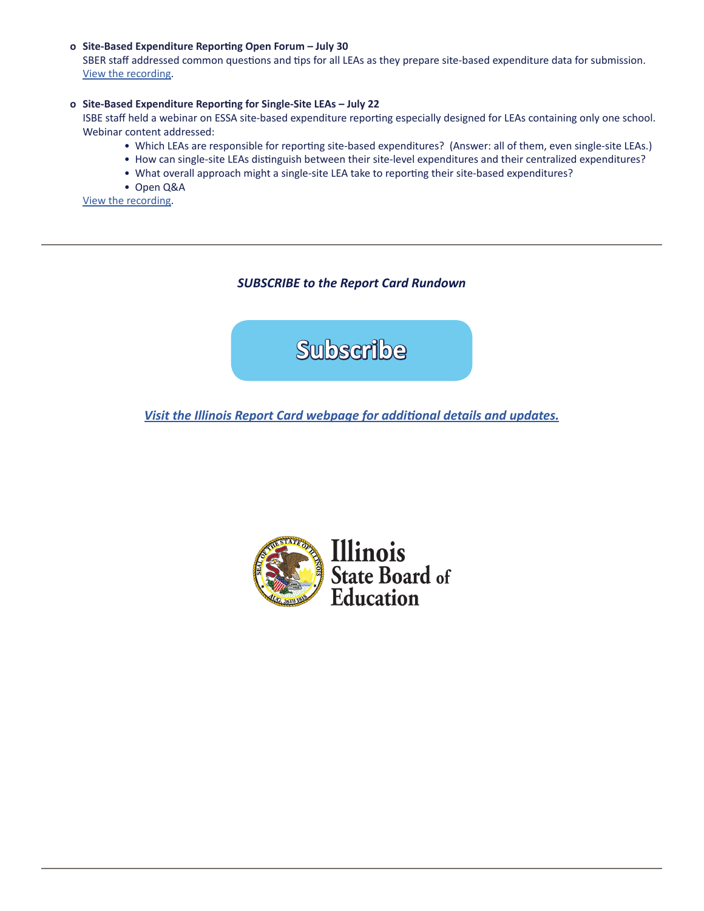- **Site-Based Expenditure Reporting Open Forum – July 30**
  SBER staff addressed common questions and tips for all LEAs as they prepare site-based expenditure data for submission. View the recording.

- **Site-Based Expenditure Reporting for Single-Site LEAs – July 22**
  ISBE staff held a webinar on ESSA site-based expenditure reporting especially designed for LEAs containing only one school. Webinar content addressed:
  - Which LEAs are responsible for reporting site-based expenditures? (Answer: all of them, even single-site LEAs.)
  - How can single-site LEAs distinguish between their site-level expenditures and their centralized expenditures?
  - What overall approach might a single-site LEA take to reporting their site-based expenditures?
  - Open Q&A

  View the recording.

---

***SUBSCRIBE to the Report Card Rundown***

Subscribe

***Visit the Illinois Report Card webpage for additional details and updates.***

Illinois State Board of Education